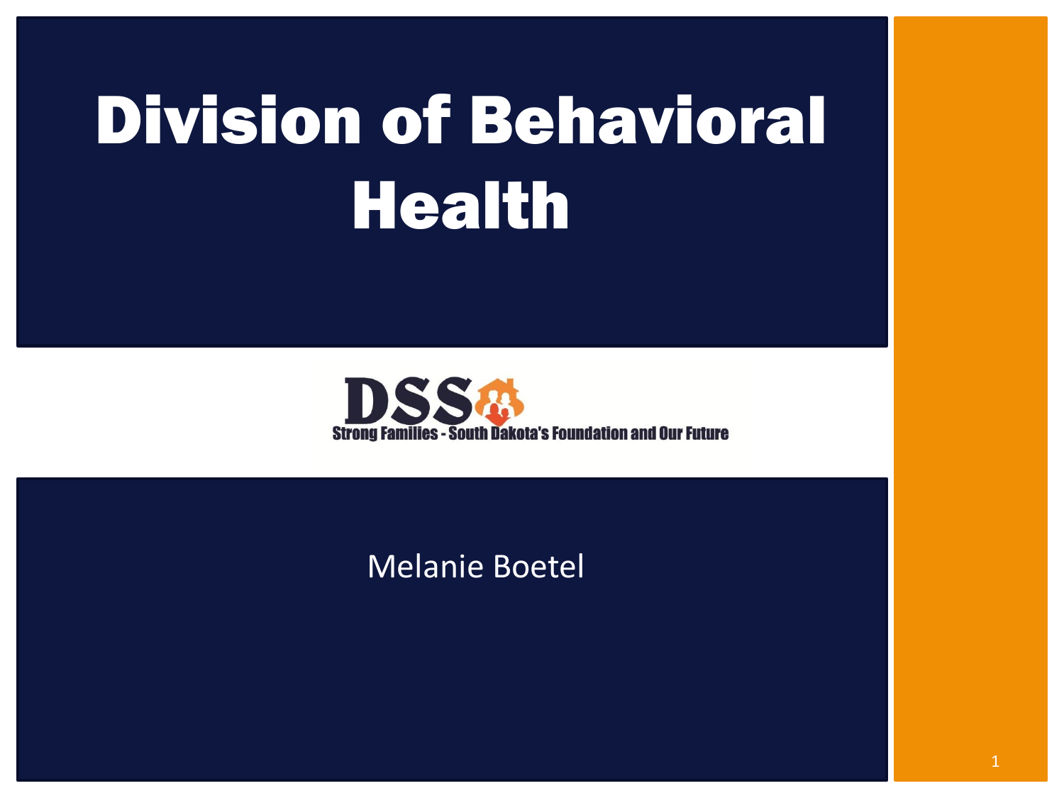# Division of Behavioral Health

DSS

Strong Families - South Dakota's Foundation and Our Future

Melanie Boetel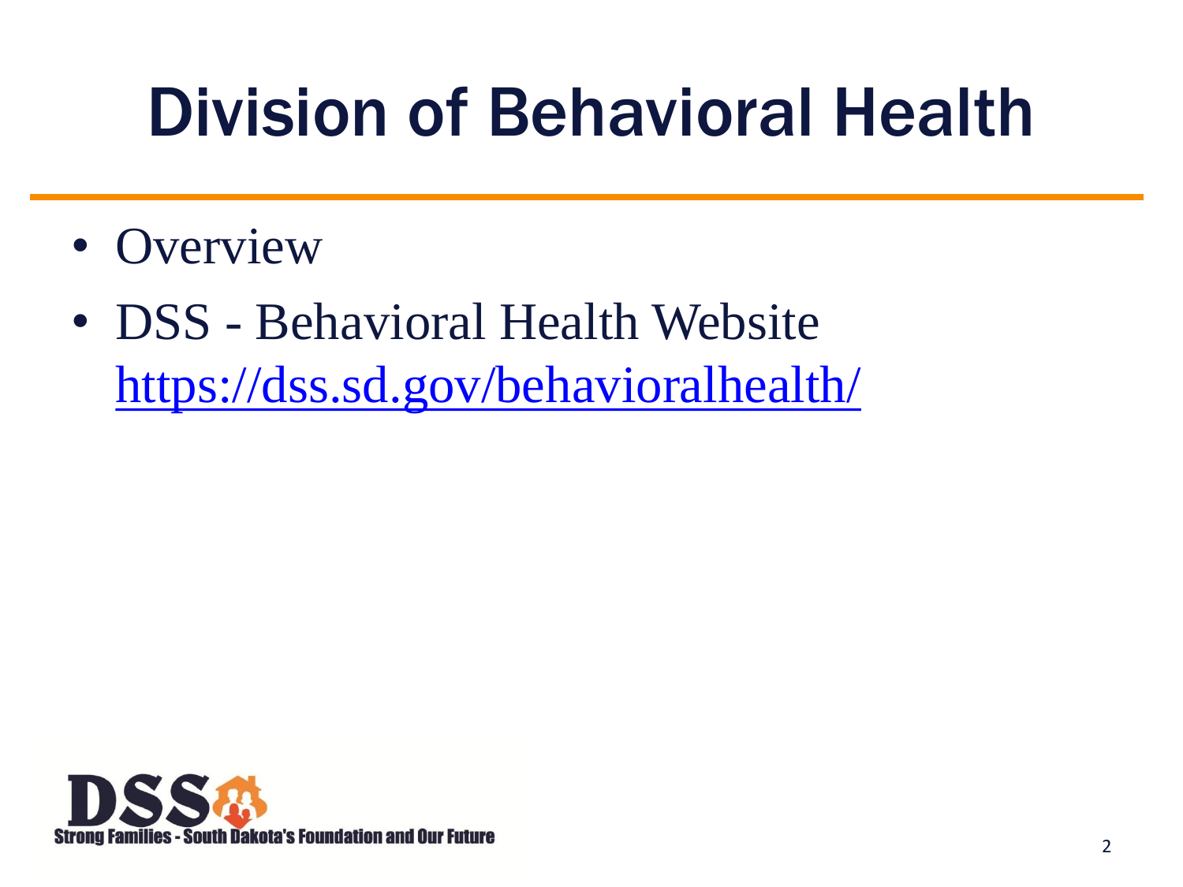# Division of Behavioral Health

- Overview
- DSS - Behavioral Health Website
  [https://dss.sd.gov/behavioralhealth/](https://dss.sd.gov/behavioralhealth/)

DSS
Strong Families - South Dakota's Foundation and Our Future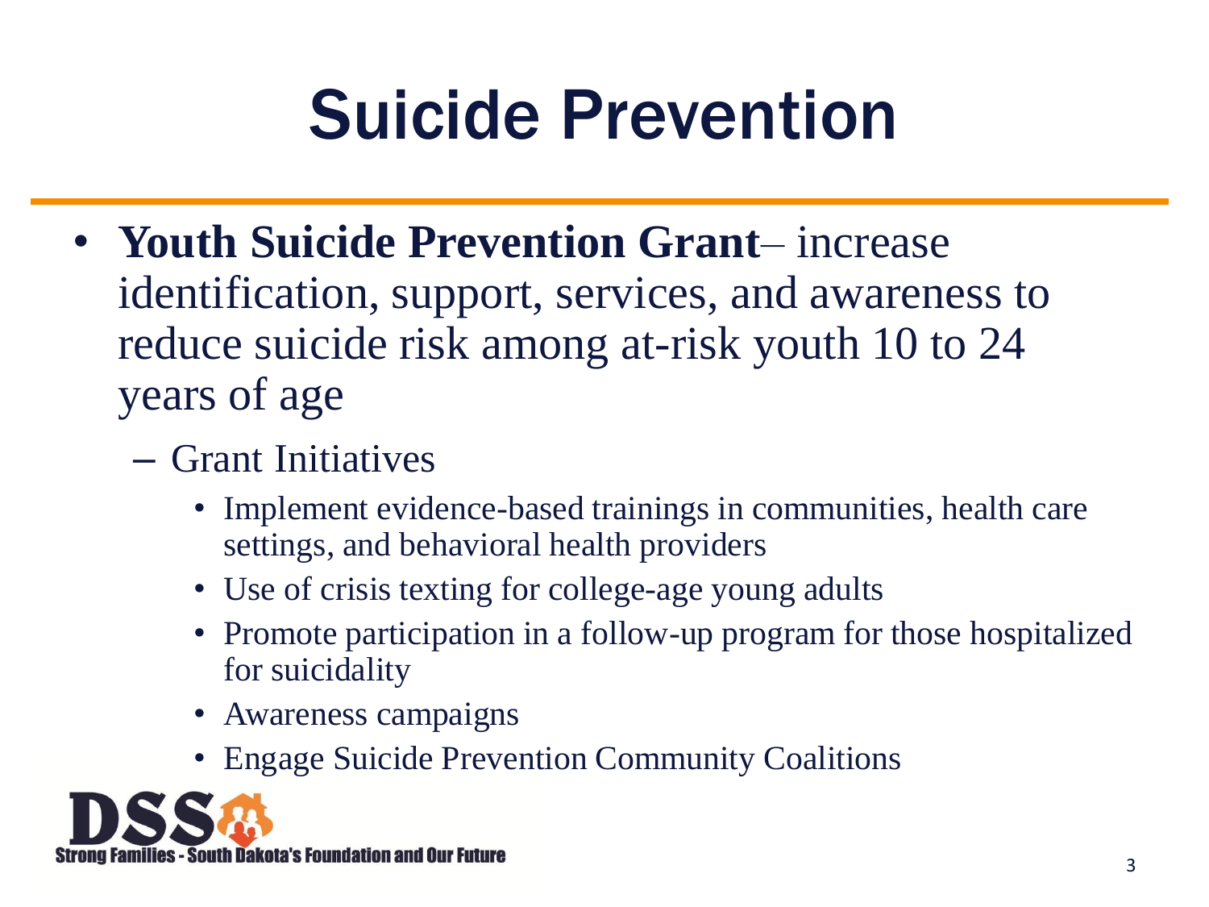# Suicide Prevention

- **Youth Suicide Prevention Grant**– increase identification, support, services, and awareness to reduce suicide risk among at-risk youth 10 to 24 years of age
  - Grant Initiatives
    - Implement evidence-based trainings in communities, health care settings, and behavioral health providers
    - Use of crisis texting for college-age young adults
    - Promote participation in a follow-up program for those hospitalized for suicidality
    - Awareness campaigns
    - Engage Suicide Prevention Community Coalitions

DSS Strong Families - South Dakota's Foundation and Our Future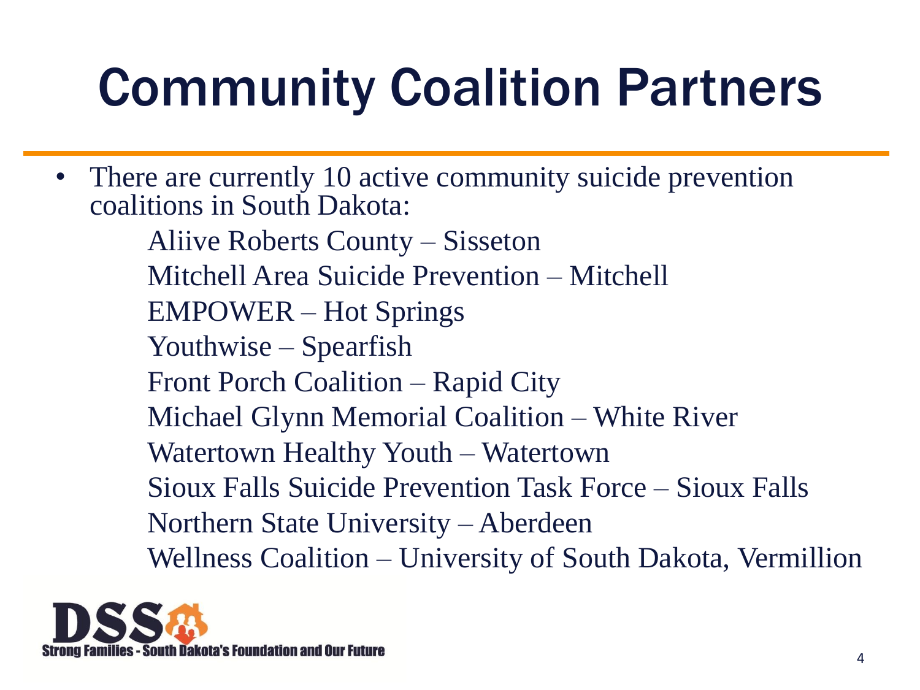# Community Coalition Partners

- There are currently 10 active community suicide prevention coalitions in South Dakota:
  - Aliive Roberts County – Sisseton
  - Mitchell Area Suicide Prevention – Mitchell
  - EMPOWER – Hot Springs
  - Youthwise – Spearfish
  - Front Porch Coalition – Rapid City
  - Michael Glynn Memorial Coalition – White River
  - Watertown Healthy Youth – Watertown
  - Sioux Falls Suicide Prevention Task Force – Sioux Falls
  - Northern State University – Aberdeen
  - Wellness Coalition – University of South Dakota, Vermillion

DSS Strong Families - South Dakota's Foundation and Our Future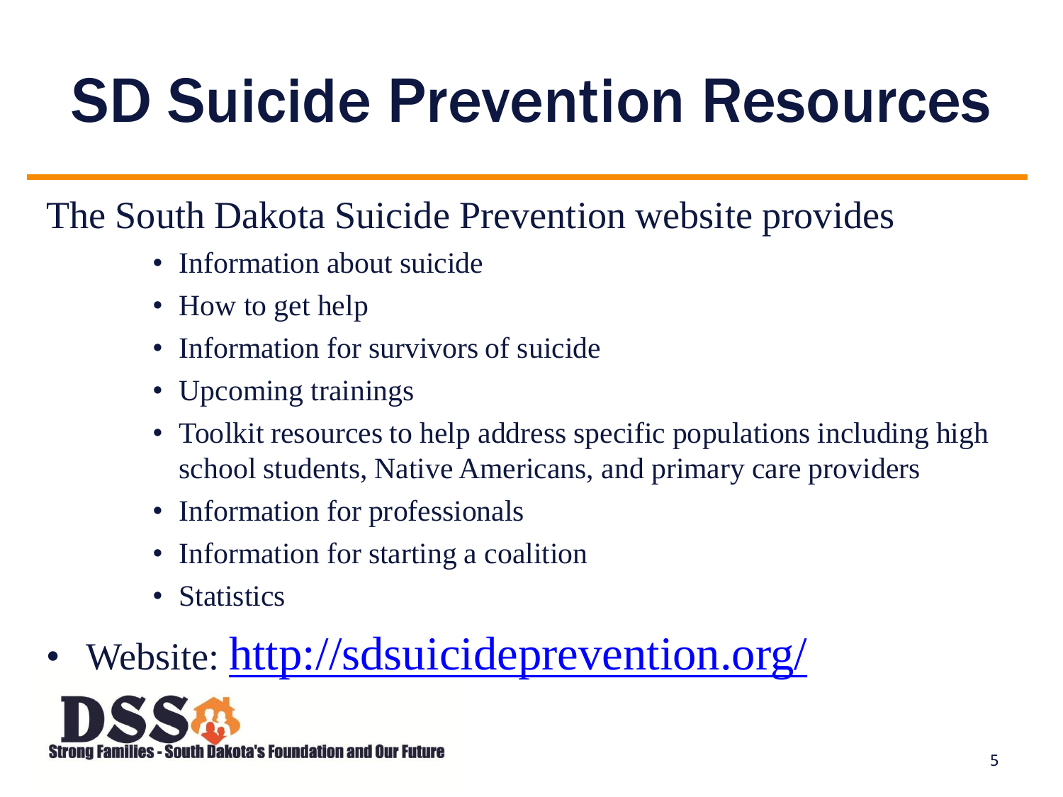# SD Suicide Prevention Resources

The South Dakota Suicide Prevention website provides

- Information about suicide
- How to get help
- Information for survivors of suicide
- Upcoming trainings
- Toolkit resources to help address specific populations including high school students, Native Americans, and primary care providers
- Information for professionals
- Information for starting a coalition
- Statistics

- Website: http://sdsuicideprevention.org/

DSS

Strong Families - South Dakota's Foundation and Our Future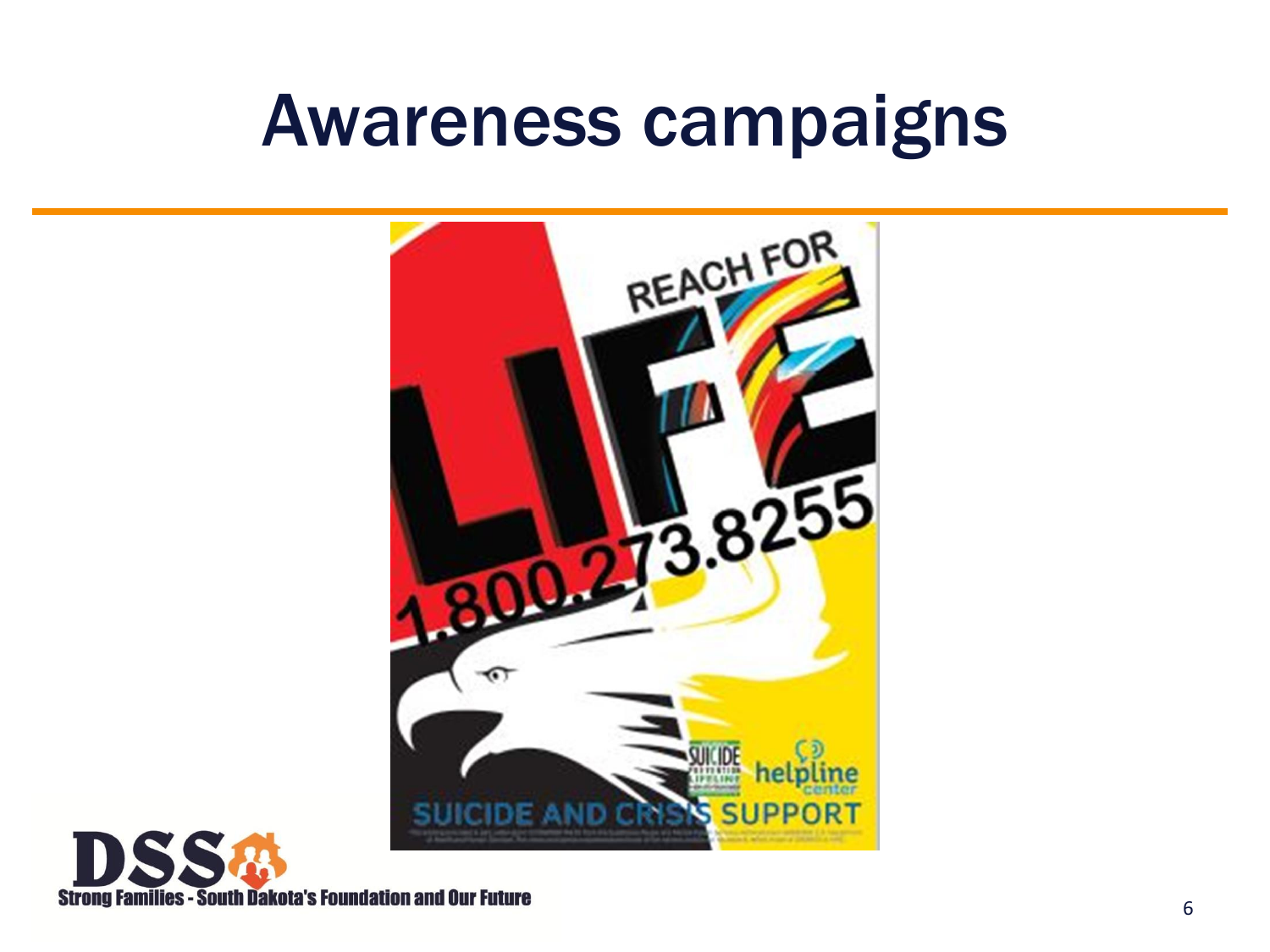# Awareness campaigns

REACH FOR

LIFE

1.800.273.8255

SUICIDE AND CRISIS SUPPORT

helpline center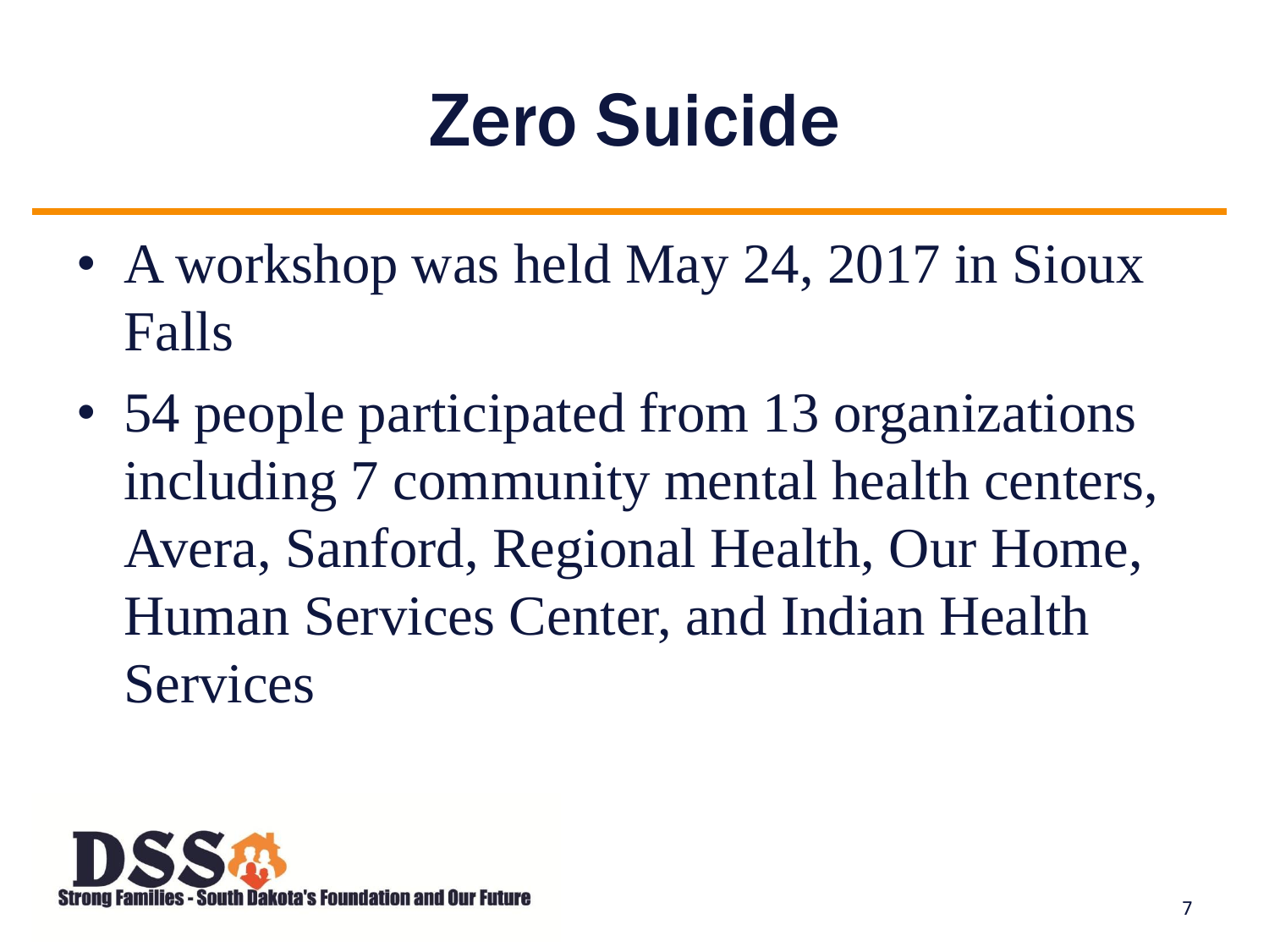# Zero Suicide

- A workshop was held May 24, 2017 in Sioux Falls
- 54 people participated from 13 organizations including 7 community mental health centers, Avera, Sanford, Regional Health, Our Home, Human Services Center, and Indian Health Services

DSS Strong Families - South Dakota's Foundation and Our Future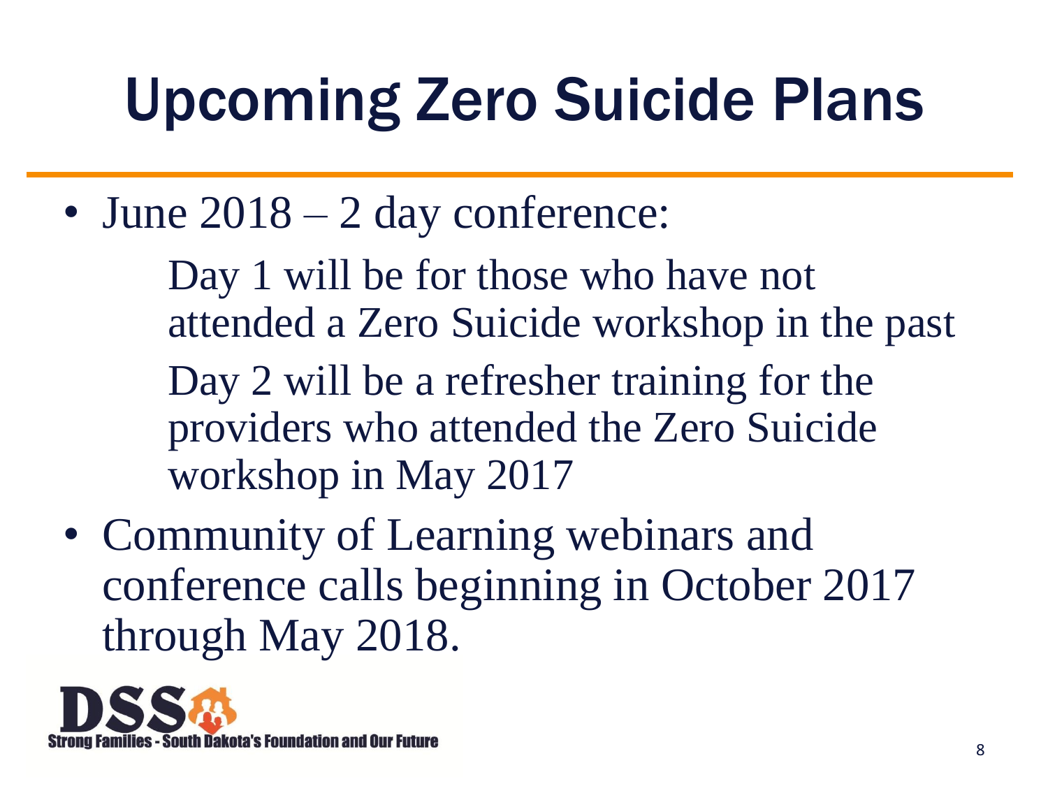# Upcoming Zero Suicide Plans

- June 2018 – 2 day conference:

  Day 1 will be for those who have not attended a Zero Suicide workshop in the past

  Day 2 will be a refresher training for the providers who attended the Zero Suicide workshop in May 2017

- Community of Learning webinars and conference calls beginning in October 2017 through May 2018.

DSS

Strong Families - South Dakota's Foundation and Our Future